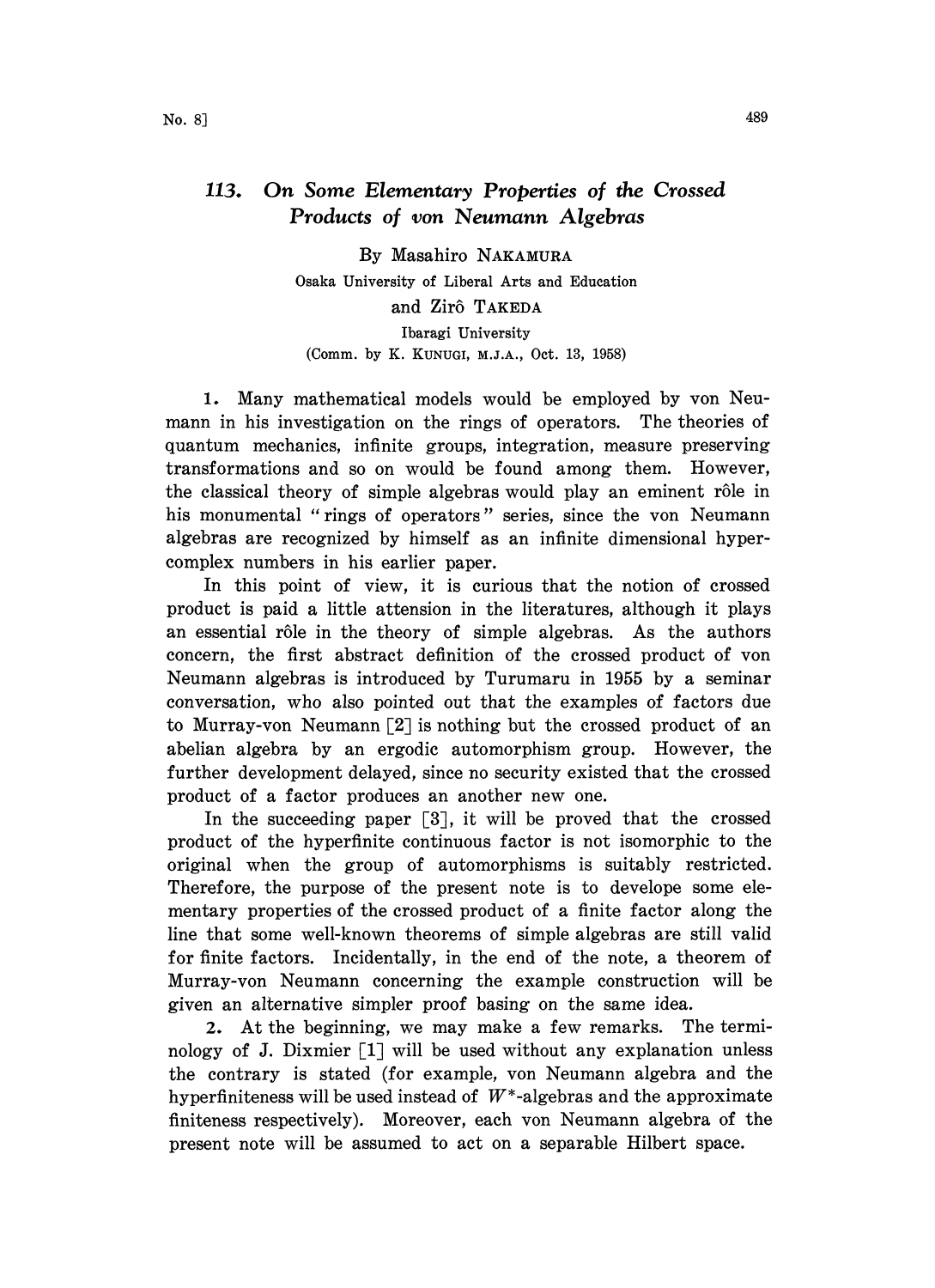# 113. On Some Elementary Properties of the Crossed Products of von Neumann Algebras

By Masahiro NAKAMURA

Osaka University of Liberal Arts and Education

and Zirô TAKEDA

Ibaragi University

(Comm. by K. KUNUGI, M.J.A., Oct. 13, 1958)

1. Many mathematical models would be employed by von Neumann in his investigation on the rings of operators. The theories of quantum mechanics, infinite groups, integration, measure preserving transformations and so on would be found among them. However, the classical theory of simple algebras would play an eminent rôle in his monumental "rings of operators" series, since the von Neumann algebras are recognized by himself as an infinite dimensional hypercomplex numbers in his earlier paper.

In this point of view, it is curious that the notion of crossed product is paid a little attension in the literatures, although it plays an essential rôle in the theory of simple algebras. As the authors concern, the first abstract definition of the crossed product of von Neumann algebras is introduced by Turumaru in 1955 by a seminar conversation, who also pointed out that the examples of factors due to Murray-von Neumann [2] is nothing but the crossed product of an abelian algebra by an ergodic automorphism group. However, the further development delayed, since no security existed that the crossed product of a factor produces an another new one.

In the succeeding paper [3], it will be proved that the crossed product of the hyperfinite continuous factor is not isomorphic to the original when the group of automorphisms is suitably restricted. Therefore, the purpose of the present note is to develope some elementary properties of the crossed product of a finite factor along the line that some well-known theorems of simple algebras are still valid for finite factors. Incidentally, in the end of the note, a theorem of Murray-von Neumann concerning the example construction will be given an alternative simpler proof basing on the same idea.

2. At the beginning, we may make a few remarks. The terminology of J. Dixmier [1] will be used without any explanation unless the contrary is stated (for example, von Neumann algebra and the hyperfiniteness will be used instead of $W^*$-algebras and the approximate finiteness respectively). Moreover, each von Neumann algebra of the present note will be assumed to act on a separable Hilbert space.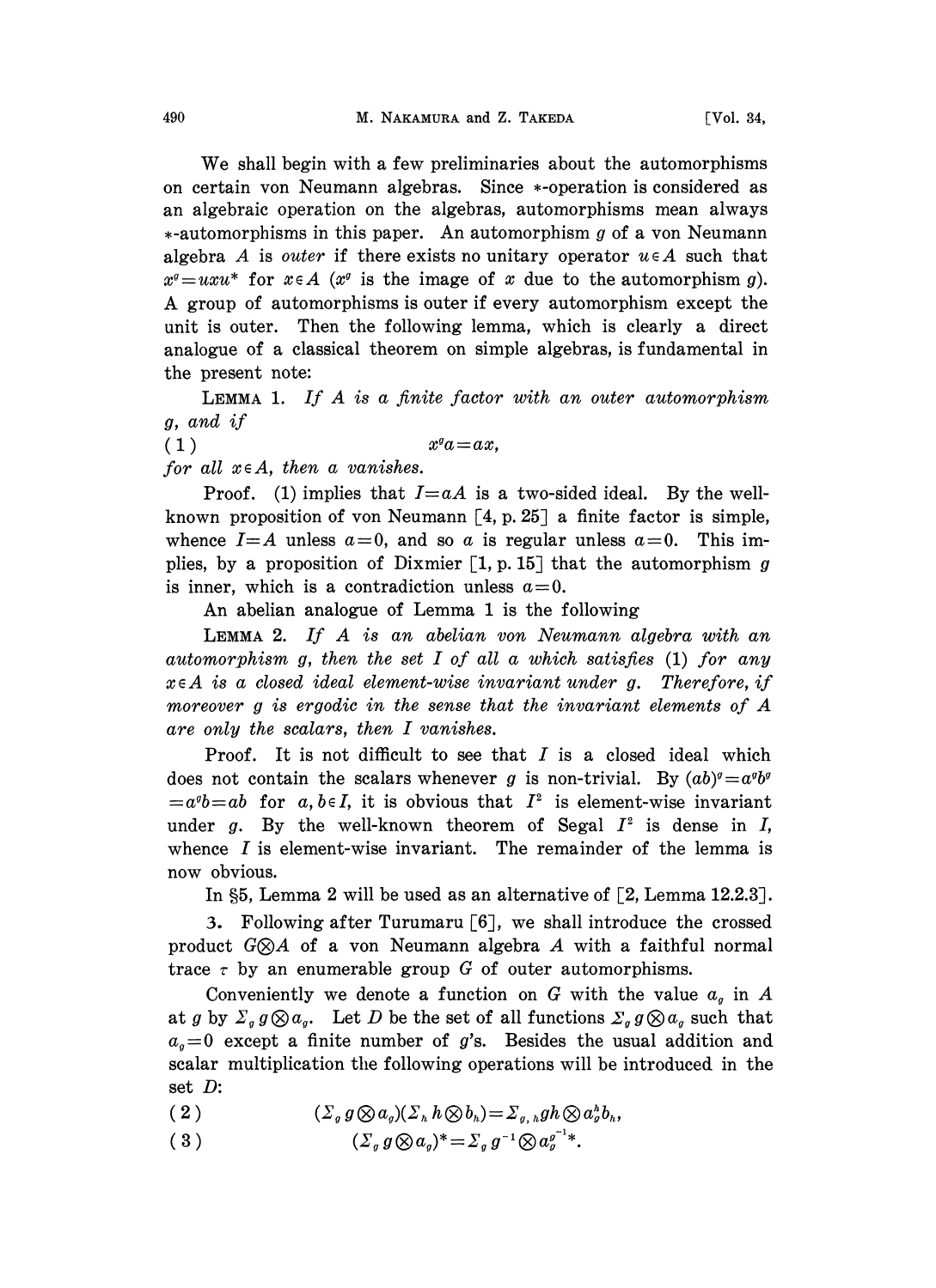We shall begin with a few preliminaries about the automorphisms on certain von Neumann algebras. Since $*$-operation is considered as an algebraic operation on the algebras, automorphisms mean always $*$-automorphisms in this paper. An automorphism $g$ of a von Neumann algebra $A$ is *outer* if there exists no unitary operator $u \in A$ such that $x^g = uxu^*$ for $x \in A$ ($x^g$ is the image of $x$ due to the automorphism $g$). A group of automorphisms is outer if every automorphism except the unit is outer. Then the following lemma, which is clearly a direct analogue of a classical theorem on simple algebras, is fundamental in the present note:

LEMMA 1. *If $A$ is a finite factor with an outer automorphism $g$, and if*

$$x^g a = ax, \tag{1}$$

*for all $x \in A$, then $a$ vanishes.*

Proof. (1) implies that $I = aA$ is a two-sided ideal. By the well-known proposition of von Neumann [4, p. 25] a finite factor is simple, whence $I = A$ unless $a = 0$, and so $a$ is regular unless $a = 0$. This implies, by a proposition of Dixmier [1, p. 15] that the automorphism $g$ is inner, which is a contradiction unless $a = 0$.

An abelian analogue of Lemma 1 is the following

LEMMA 2. *If $A$ is an abelian von Neumann algebra with an automorphism $g$, then the set $I$ of all $a$ which satisfies (1) for any $x \in A$ is a closed ideal element-wise invariant under $g$. Therefore, if moreover $g$ is ergodic in the sense that the invariant elements of $A$ are only the scalars, then $I$ vanishes.*

Proof. It is not difficult to see that $I$ is a closed ideal which does not contain the scalars whenever $g$ is non-trivial. By $(ab)^g = a^g b^g = a^g b = ab$ for $a, b \in I$, it is obvious that $I^2$ is element-wise invariant under $g$. By the well-known theorem of Segal $I^2$ is dense in $I$, whence $I$ is element-wise invariant. The remainder of the lemma is now obvious.

In §5, Lemma 2 will be used as an alternative of [2, Lemma 12.2.3].

3. Following after Turumaru [6], we shall introduce the crossed product $G \otimes A$ of a von Neumann algebra $A$ with a faithful normal trace $\tau$ by an enumerable group $G$ of outer automorphisms.

Conveniently we denote a function on $G$ with the value $a_g$ in $A$ at $g$ by $\Sigma_g g \otimes a_g$. Let $D$ be the set of all functions $\Sigma_g g \otimes a_g$ such that $a_g = 0$ except a finite number of $g$'s. Besides the usual addition and scalar multiplication the following operations will be introduced in the set $D$:

$$(\Sigma_g g \otimes a_g)(\Sigma_h h \otimes b_h) = \Sigma_{g,h} gh \otimes a_g^h b_h, \tag{2}$$

$$(\Sigma_g g \otimes a_g)^* = \Sigma_g g^{-1} \otimes a_g^{g^{-1}*}. \tag{3}$$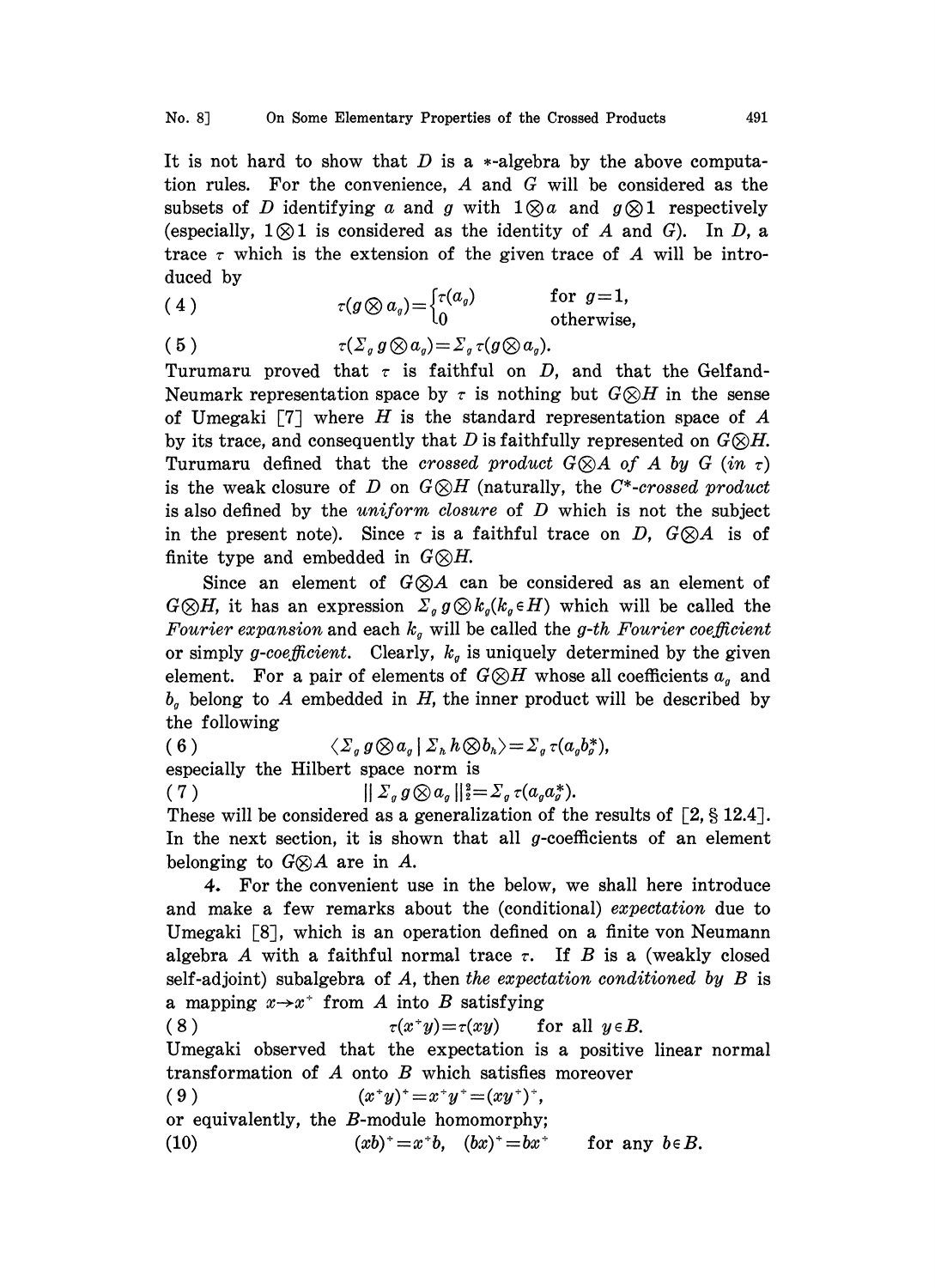It is not hard to show that $D$ is a $*$-algebra by the above computation rules. For the convenience, $A$ and $G$ will be considered as the subsets of $D$ identifying $a$ and $g$ with $1 \otimes a$ and $g \otimes 1$ respectively (especially, $1 \otimes 1$ is considered as the identity of $A$ and $G$). In $D$, a trace $\tau$ which is the extension of the given trace of $A$ will be introduced by

$$\tau(g \otimes a_g) = \begin{cases} \tau(a_g) & \text{for } g=1, \\ 0 & \text{otherwise,} \end{cases} \tag{4}$$

$$\tau(\Sigma_g g \otimes a_g) = \Sigma_g \tau(g \otimes a_g). \tag{5}$$

Turumaru proved that $\tau$ is faithful on $D$, and that the Gelfand-Neumark representation space by $\tau$ is nothing but $G \otimes H$ in the sense of Umegaki [7] where $H$ is the standard representation space of $A$ by its trace, and consequently that $D$ is faithfully represented on $G \otimes H$. Turumaru defined that the *crossed product* $G \otimes A$ *of* $A$ *by* $G$ (*in* $\tau$) is the weak closure of $D$ on $G \otimes H$ (naturally, the *C\*-crossed product* is also defined by the *uniform closure* of $D$ which is not the subject in the present note). Since $\tau$ is a faithful trace on $D$, $G \otimes A$ is of finite type and embedded in $G \otimes H$.

Since an element of $G \otimes A$ can be considered as an element of $G \otimes H$, it has an expression $\Sigma_g g \otimes k_g (k_g \in H)$ which will be called the *Fourier expansion* and each $k_g$ will be called the *g-th Fourier coefficient* or simply *g-coefficient*. Clearly, $k_g$ is uniquely determined by the given element. For a pair of elements of $G \otimes H$ whose all coefficients $a_g$ and $b_g$ belong to $A$ embedded in $H$, the inner product will be described by the following

$$\langle \Sigma_g g \otimes a_g \mid \Sigma_h h \otimes b_h \rangle = \Sigma_g \tau(a_g b_g^*), \tag{6}$$

especially the Hilbert space norm is

$$\| \Sigma_g g \otimes a_g \|_2^2 = \Sigma_g \tau(a_g a_g^*). \tag{7}$$

These will be considered as a generalization of the results of [2, § 12.4]. In the next section, it is shown that all $g$-coefficients of an element belonging to $G \otimes A$ are in $A$.

**4.** For the convenient use in the below, we shall here introduce and make a few remarks about the (conditional) *expectation* due to Umegaki [8], which is an operation defined on a finite von Neumann algebra $A$ with a faithful normal trace $\tau$. If $B$ is a (weakly closed self-adjoint) subalgebra of $A$, then *the expectation conditioned by* $B$ is a mapping $x \to x^+$ from $A$ into $B$ satisfying

$$\tau(x^+ y) = \tau(xy) \qquad \text{for all } y \in B. \tag{8}$$

Umegaki observed that the expectation is a positive linear normal transformation of $A$ onto $B$ which satisfies moreover

$$(x^+ y)^+ = x^+ y^+ = (x y^+)^+, \tag{9}$$

or equivalently, the $B$-module homomorphy;

$$(xb)^+ = x^+ b, \quad (bx)^+ = bx^+ \qquad \text{for any } b \in B. \tag{10}$$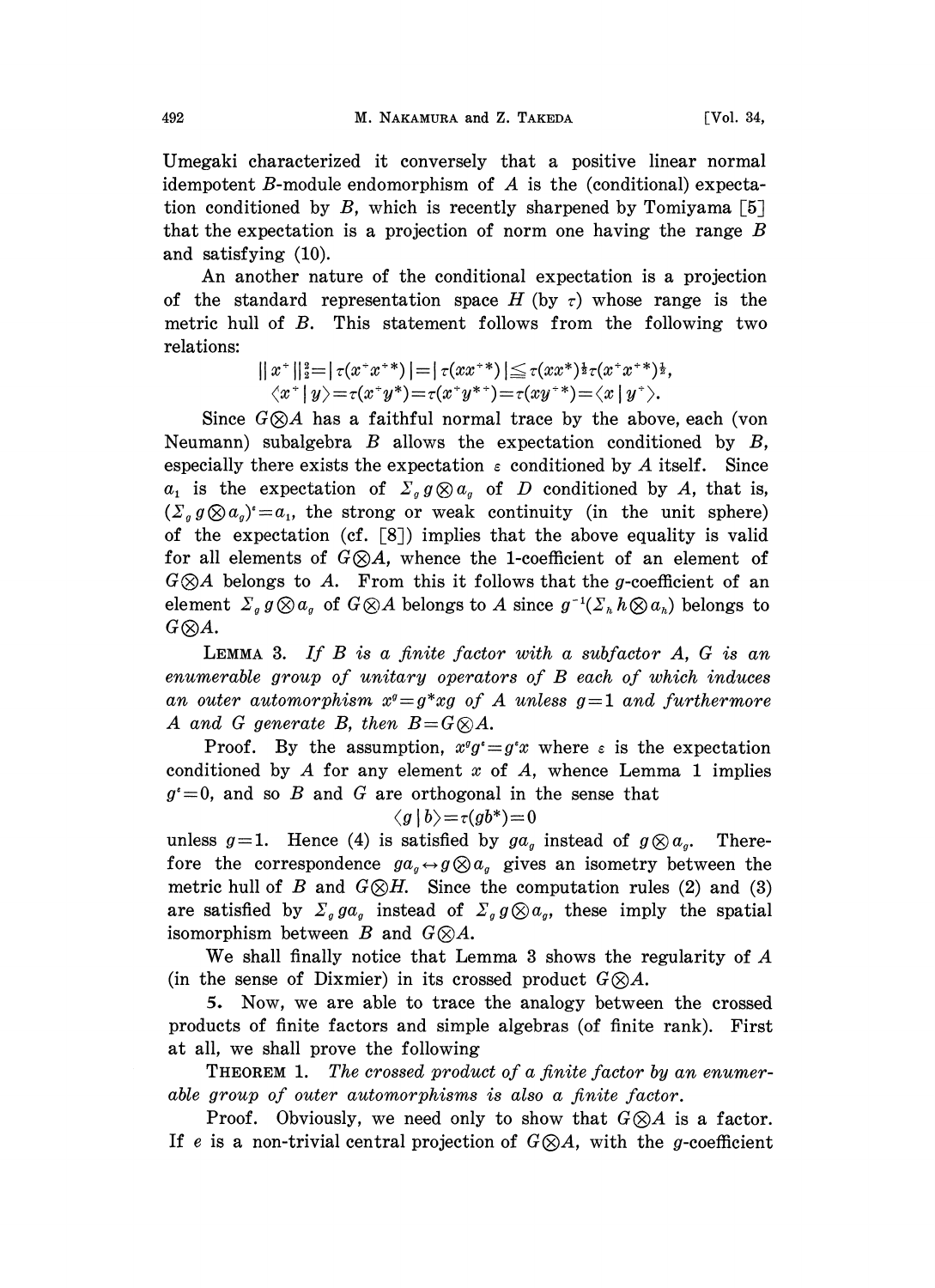Umegaki characterized it conversely that a positive linear normal idempotent $B$-module endomorphism of $A$ is the (conditional) expectation conditioned by $B$, which is recently sharpened by Tomiyama [5] that the expectation is a projection of norm one having the range $B$ and satisfying (10).

An another nature of the conditional expectation is a projection of the standard representation space $H$ (by $\tau$) whose range is the metric hull of $B$. This statement follows from the following two relations:

$$\| x^+ \|_2^2 = |\tau(x^+ x^{+*})| = |\tau(x x^{+*})| \leqq \tau(x x^*)^{\frac{1}{2}} \tau(x^+ x^{+*})^{\frac{1}{2}},$$
$$\langle x^+ \mid y \rangle = \tau(x^+ y^*) = \tau(x^+ y^{*+}) = \tau(x y^{+*}) = \langle x \mid y^+ \rangle.$$

Since $G \otimes A$ has a faithful normal trace by the above, each (von Neumann) subalgebra $B$ allows the expectation conditioned by $B$, especially there exists the expectation $\varepsilon$ conditioned by $A$ itself. Since $a_1$ is the expectation of $\Sigma_g g \otimes a_g$ of $D$ conditioned by $A$, that is, $(\Sigma_g g \otimes a_g)^\varepsilon = a_1$, the strong or weak continuity (in the unit sphere) of the expectation (cf. [8]) implies that the above equality is valid for all elements of $G \otimes A$, whence the 1-coefficient of an element of $G \otimes A$ belongs to $A$. From this it follows that the $g$-coefficient of an element $\Sigma_g g \otimes a_g$ of $G \otimes A$ belongs to $A$ since $g^{-1}(\Sigma_h h \otimes a_h)$ belongs to $G \otimes A$.

LEMMA 3. *If $B$ is a finite factor with a subfactor $A$, $G$ is an enumerable group of unitary operators of $B$ each of which induces an outer automorphism $x^g = g^* x g$ of $A$ unless $g = 1$ and furthermore $A$ and $G$ generate $B$, then $B = G \otimes A$.*

Proof. By the assumption, $x^g g^\varepsilon = g^\varepsilon x$ where $\varepsilon$ is the expectation conditioned by $A$ for any element $x$ of $A$, whence Lemma 1 implies $g^\varepsilon = 0$, and so $B$ and $G$ are orthogonal in the sense that

$$\langle g \mid b \rangle = \tau(g b^*) = 0$$

unless $g = 1$. Hence (4) is satisfied by $g a_g$ instead of $g \otimes a_g$. Therefore the correspondence $g a_g \leftrightarrow g \otimes a_g$ gives an isometry between the metric hull of $B$ and $G \otimes H$. Since the computation rules (2) and (3) are satisfied by $\Sigma_g g a_g$ instead of $\Sigma_g g \otimes a_g$, these imply the spatial isomorphism between $B$ and $G \otimes A$.

We shall finally notice that Lemma 3 shows the regularity of $A$ (in the sense of Dixmier) in its crossed product $G \otimes A$.

**5.** Now, we are able to trace the analogy between the crossed products of finite factors and simple algebras (of finite rank). First at all, we shall prove the following

THEOREM 1. *The crossed product of a finite factor by an enumerable group of outer automorphisms is also a finite factor.*

Proof. Obviously, we need only to show that $G \otimes A$ is a factor. If $e$ is a non-trivial central projection of $G \otimes A$, with the $g$-coefficient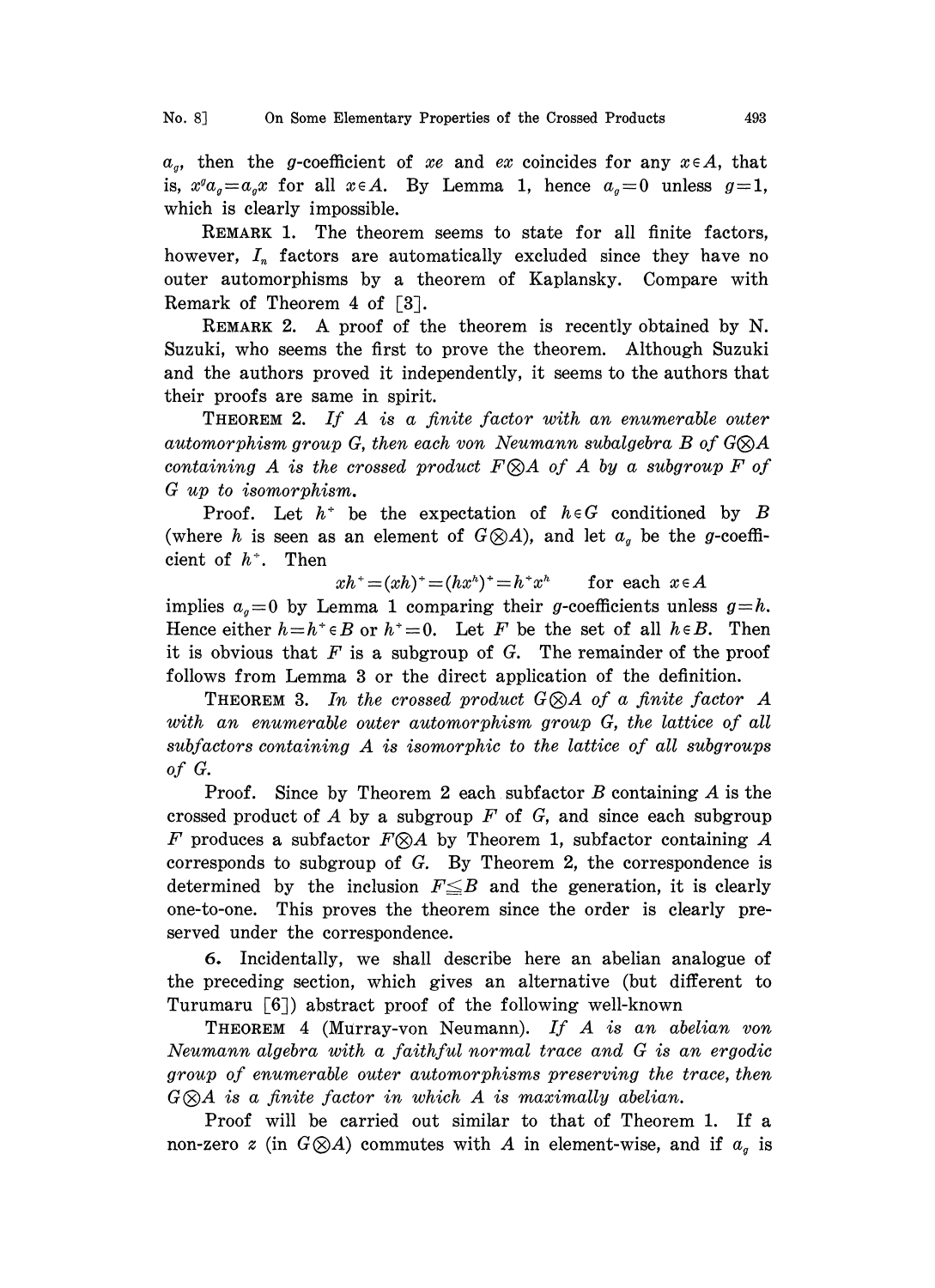$a_g$, then the $g$-coefficient of $xe$ and $ex$ coincides for any $x \in A$, that is, $x^g a_g = a_g x$ for all $x \in A$. By Lemma 1, hence $a_g = 0$ unless $g = 1$, which is clearly impossible.

REMARK 1. The theorem seems to state for all finite factors, however, $I_n$ factors are automatically excluded since they have no outer automorphisms by a theorem of Kaplansky. Compare with Remark of Theorem 4 of [3].

REMARK 2. A proof of the theorem is recently obtained by N. Suzuki, who seems the first to prove the theorem. Although Suzuki and the authors proved it independently, it seems to the authors that their proofs are same in spirit.

THEOREM 2. *If $A$ is a finite factor with an enumerable outer automorphism group $G$, then each von Neumann subalgebra $B$ of $G \otimes A$ containing $A$ is the crossed product $F \otimes A$ of $A$ by a subgroup $F$ of $G$ up to isomorphism.*

Proof. Let $h^+$ be the expectation of $h \in G$ conditioned by $B$ (where $h$ is seen as an element of $G \otimes A$), and let $a_g$ be the $g$-coefficient of $h^+$. Then

$$xh^+ = (xh)^+ = (hx^h)^+ = h^+ x^h \qquad \text{for each } x \in A$$

implies $a_g = 0$ by Lemma 1 comparing their $g$-coefficients unless $g = h$. Hence either $h = h^+ \in B$ or $h^+ = 0$. Let $F$ be the set of all $h \in B$. Then it is obvious that $F$ is a subgroup of $G$. The remainder of the proof follows from Lemma 3 or the direct application of the definition.

THEOREM 3. *In the crossed product $G \otimes A$ of a finite factor $A$ with an enumerable outer automorphism group $G$, the lattice of all subfactors containing $A$ is isomorphic to the lattice of all subgroups of $G$.*

Proof. Since by Theorem 2 each subfactor $B$ containing $A$ is the crossed product of $A$ by a subgroup $F$ of $G$, and since each subgroup $F$ produces a subfactor $F \otimes A$ by Theorem 1, subfactor containing $A$ corresponds to subgroup of $G$. By Theorem 2, the correspondence is determined by the inclusion $F \leqq B$ and the generation, it is clearly one-to-one. This proves the theorem since the order is clearly preserved under the correspondence.

**6.** Incidentally, we shall describe here an abelian analogue of the preceding section, which gives an alternative (but different to Turumaru [6]) abstract proof of the following well-known

THEOREM 4 (Murray-von Neumann). *If $A$ is an abelian von Neumann algebra with a faithful normal trace and $G$ is an ergodic group of enumerable outer automorphisms preserving the trace, then $G \otimes A$ is a finite factor in which $A$ is maximally abelian.*

Proof will be carried out similar to that of Theorem 1. If a non-zero $z$ (in $G \otimes A$) commutes with $A$ in element-wise, and if $a_g$ is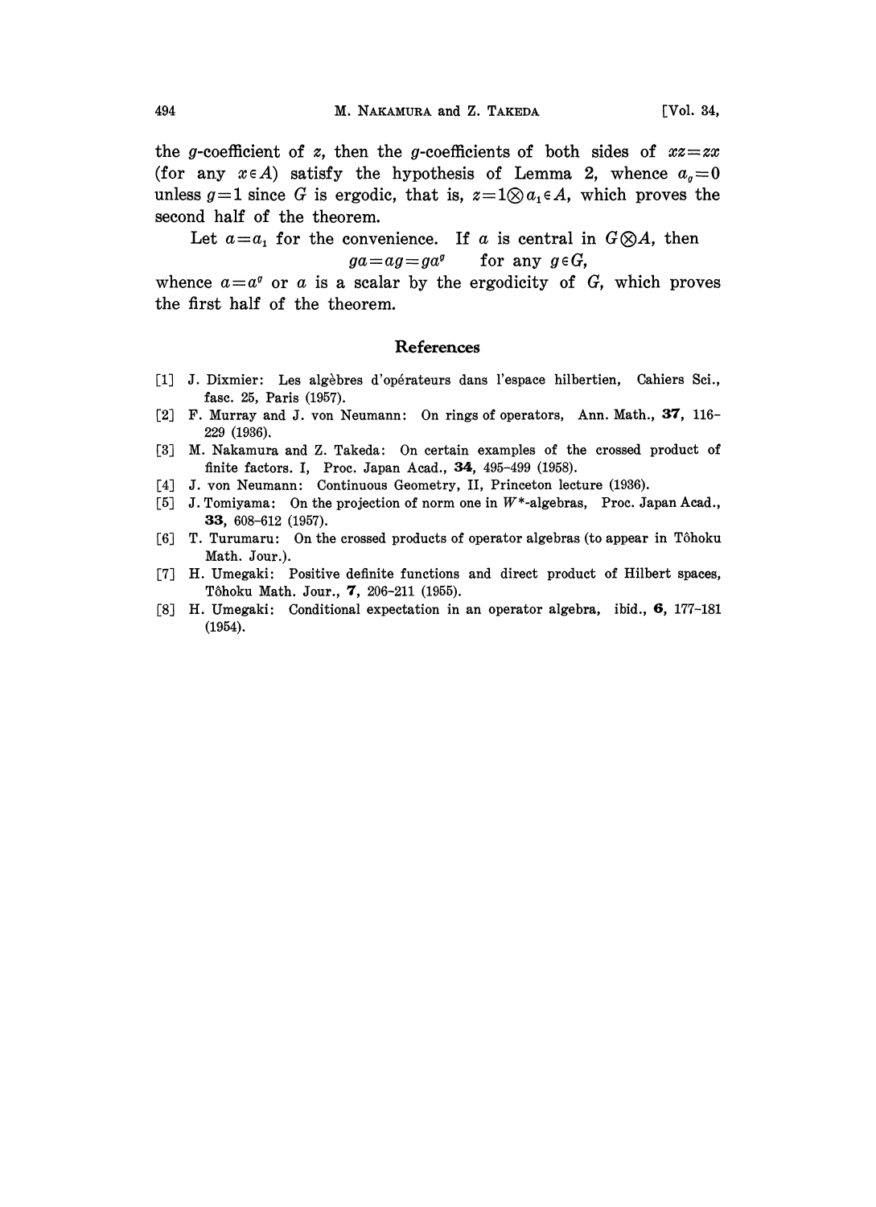the $g$-coefficient of $z$, then the $g$-coefficients of both sides of $xz=zx$ (for any $x \in A$) satisfy the hypothesis of Lemma 2, whence $a_g=0$ unless $g=1$ since $G$ is ergodic, that is, $z=1 \otimes a_1 \in A$, which proves the second half of the theorem.

Let $a=a_1$ for the convenience. If $a$ is central in $G \otimes A$, then

$$ga=ag=ga^g \qquad \text{for any } g \in G,$$

whence $a=a^g$ or $a$ is a scalar by the ergodicity of $G$, which proves the first half of the theorem.

## References

[1] J. Dixmier: Les algèbres d'opérateurs dans l'espace hilbertien, Cahiers Sci., fasc. 25, Paris (1957).

[2] F. Murray and J. von Neumann: On rings of operators, Ann. Math., **37**, 116–229 (1936).

[3] M. Nakamura and Z. Takeda: On certain examples of the crossed product of finite factors. I, Proc. Japan Acad., **34**, 495–499 (1958).

[4] J. von Neumann: Continuous Geometry, II, Princeton lecture (1936).

[5] J. Tomiyama: On the projection of norm one in $W^*$-algebras, Proc. Japan Acad., **33**, 608–612 (1957).

[6] T. Turumaru: On the crossed products of operator algebras (to appear in Tôhoku Math. Jour.).

[7] H. Umegaki: Positive definite functions and direct product of Hilbert spaces, Tôhoku Math. Jour., **7**, 206–211 (1955).

[8] H. Umegaki: Conditional expectation in an operator algebra, ibid., **6**, 177–181 (1954).